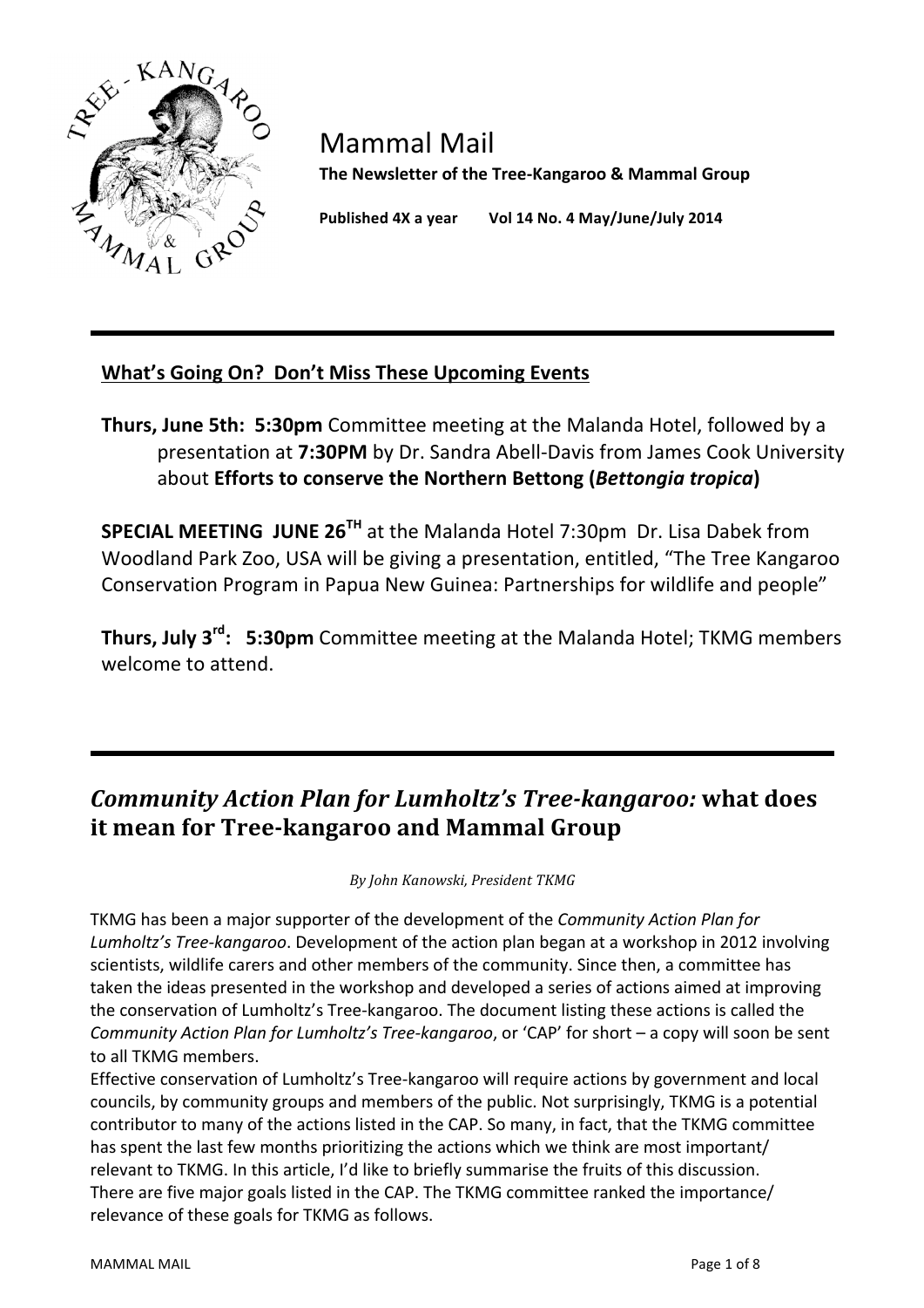# Mammal Mail

**The Newsletter of the Tree-Kangaroo & Mammal Group**

**Published 4X a year Vol 14 No. 4 May/June/July 2014**

---

## What's Going On? Don't Miss These Upcoming Events

**Thurs, June 5th: 5:30pm** Committee meeting at the Malanda Hotel, followed by a presentation at **7:30PM** by Dr. Sandra Abell-Davis from James Cook University about **Efforts to conserve the Northern Bettong (*Bettongia tropica*)**

**SPECIAL MEETING JUNE 26TH** at the Malanda Hotel 7:30pm Dr. Lisa Dabek from Woodland Park Zoo, USA will be giving a presentation, entitled, "The Tree Kangaroo Conservation Program in Papua New Guinea: Partnerships for wildlife and people"

**Thurs, July 3rd: 5:30pm** Committee meeting at the Malanda Hotel; TKMG members welcome to attend.

---

## *Community Action Plan for Lumholtz's Tree-kangaroo:* what does it mean for Tree-kangaroo and Mammal Group

*By John Kanowski, President TKMG*

TKMG has been a major supporter of the development of the *Community Action Plan for Lumholtz's Tree-kangaroo*. Development of the action plan began at a workshop in 2012 involving scientists, wildlife carers and other members of the community. Since then, a committee has taken the ideas presented in the workshop and developed a series of actions aimed at improving the conservation of Lumholtz's Tree-kangaroo. The document listing these actions is called the *Community Action Plan for Lumholtz's Tree-kangaroo*, or 'CAP' for short – a copy will soon be sent to all TKMG members.

Effective conservation of Lumholtz's Tree-kangaroo will require actions by government and local councils, by community groups and members of the public. Not surprisingly, TKMG is a potential contributor to many of the actions listed in the CAP. So many, in fact, that the TKMG committee has spent the last few months prioritizing the actions which we think are most important/ relevant to TKMG. In this article, I'd like to briefly summarise the fruits of this discussion.

There are five major goals listed in the CAP. The TKMG committee ranked the importance/ relevance of these goals for TKMG as follows.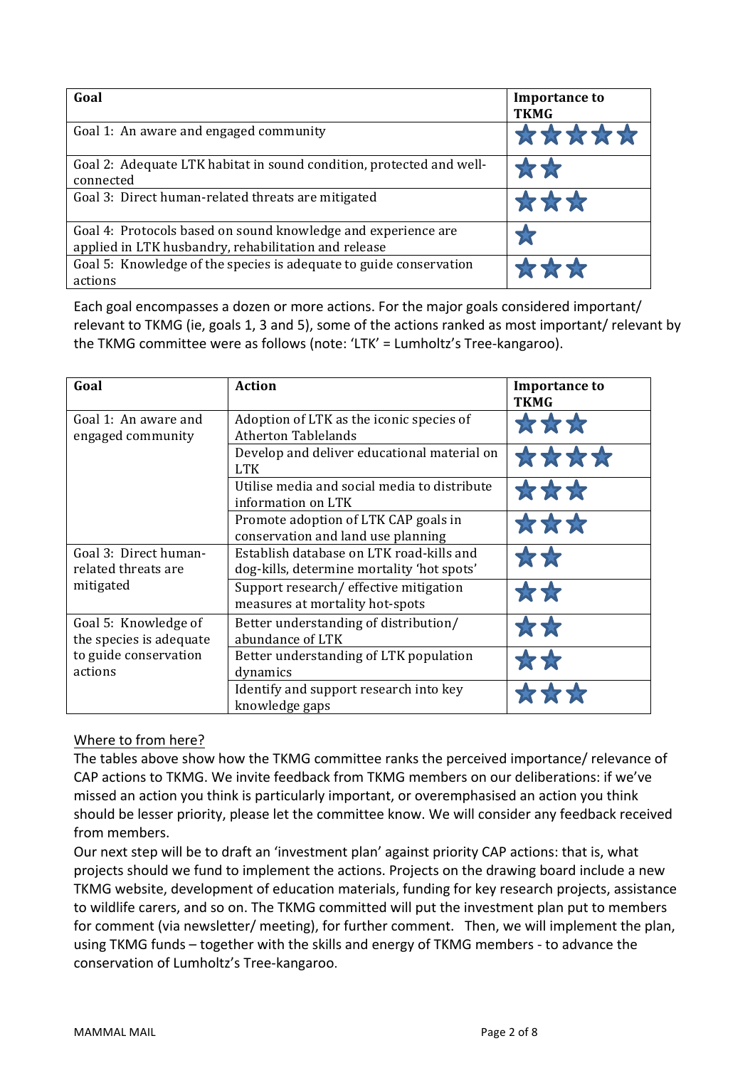| Goal | Importance to TKMG |
|---|---|
| Goal 1: An aware and engaged community | ★★★★★ |
| Goal 2: Adequate LTK habitat in sound condition, protected and well-connected | ★★ |
| Goal 3: Direct human-related threats are mitigated | ★★★ |
| Goal 4: Protocols based on sound knowledge and experience are applied in LTK husbandry, rehabilitation and release | ★ |
| Goal 5: Knowledge of the species is adequate to guide conservation actions | ★★★ |

Each goal encompasses a dozen or more actions. For the major goals considered important/ relevant to TKMG (ie, goals 1, 3 and 5), some of the actions ranked as most important/ relevant by the TKMG committee were as follows (note: 'LTK' = Lumholtz's Tree-kangaroo).

| Goal | Action | Importance to TKMG |
|---|---|---|
| Goal 1: An aware and engaged community | Adoption of LTK as the iconic species of Atherton Tablelands | ★★★ |
| | Develop and deliver educational material on LTK | ★★★★ |
| | Utilise media and social media to distribute information on LTK | ★★★ |
| | Promote adoption of LTK CAP goals in conservation and land use planning | ★★★ |
| Goal 3: Direct human-related threats are mitigated | Establish database on LTK road-kills and dog-kills, determine mortality 'hot spots' | ★★ |
| | Support research/ effective mitigation measures at mortality hot-spots | ★★ |
| Goal 5: Knowledge of the species is adequate to guide conservation actions | Better understanding of distribution/ abundance of LTK | ★★ |
| | Better understanding of LTK population dynamics | ★★ |
| | Identify and support research into key knowledge gaps | ★★★ |

## Where to from here?

The tables above show how the TKMG committee ranks the perceived importance/ relevance of CAP actions to TKMG. We invite feedback from TKMG members on our deliberations: if we've missed an action you think is particularly important, or overemphasised an action you think should be lesser priority, please let the committee know. We will consider any feedback received from members.

Our next step will be to draft an 'investment plan' against priority CAP actions: that is, what projects should we fund to implement the actions. Projects on the drawing board include a new TKMG website, development of education materials, funding for key research projects, assistance to wildlife carers, and so on. The TKMG committed will put the investment plan put to members for comment (via newsletter/ meeting), for further comment. Then, we will implement the plan, using TKMG funds – together with the skills and energy of TKMG members - to advance the conservation of Lumholtz's Tree-kangaroo.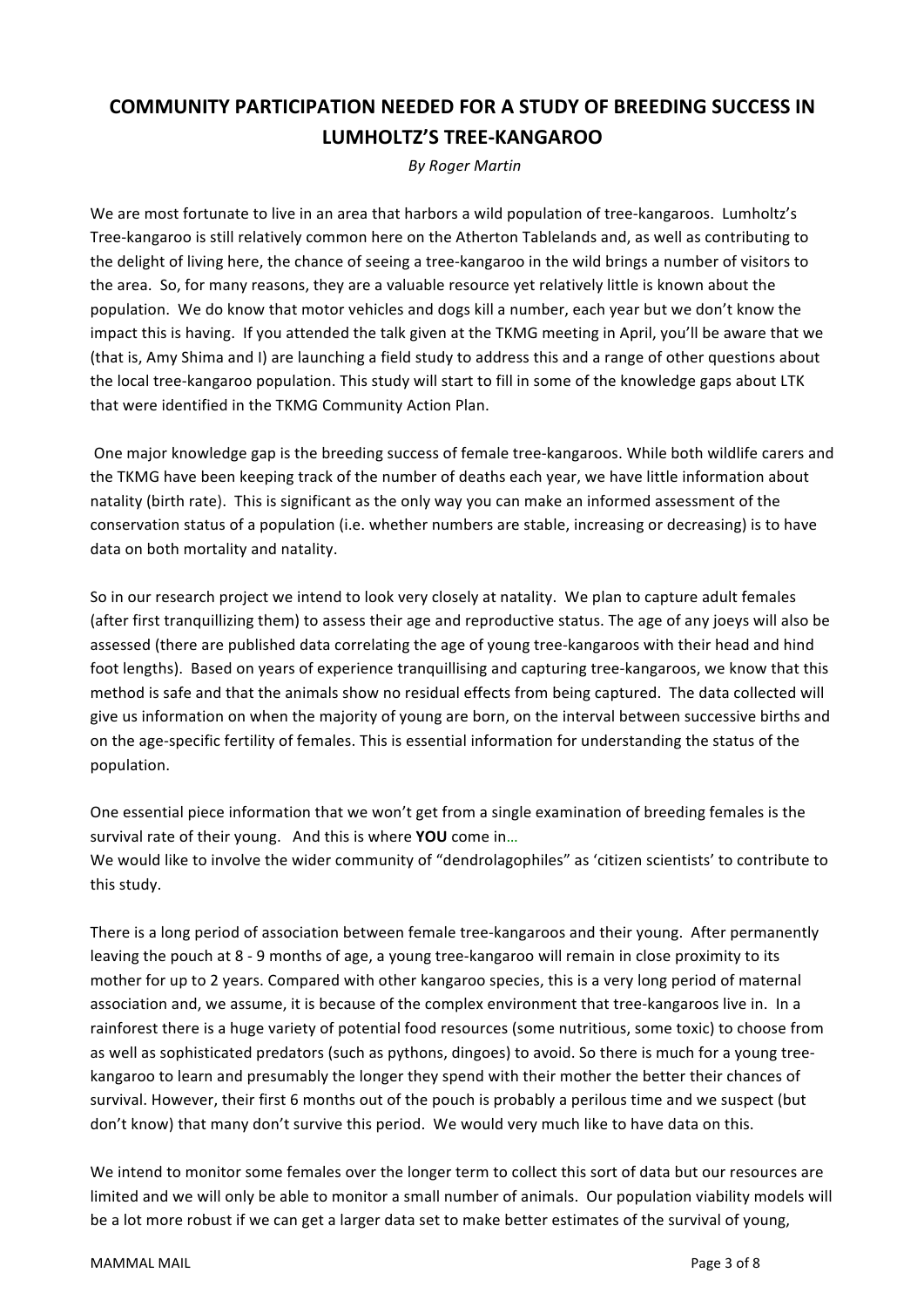## COMMUNITY PARTICIPATION NEEDED FOR A STUDY OF BREEDING SUCCESS IN LUMHOLTZ'S TREE-KANGAROO

*By Roger Martin*

We are most fortunate to live in an area that harbors a wild population of tree-kangaroos. Lumholtz's Tree-kangaroo is still relatively common here on the Atherton Tablelands and, as well as contributing to the delight of living here, the chance of seeing a tree-kangaroo in the wild brings a number of visitors to the area. So, for many reasons, they are a valuable resource yet relatively little is known about the population. We do know that motor vehicles and dogs kill a number, each year but we don't know the impact this is having. If you attended the talk given at the TKMG meeting in April, you'll be aware that we (that is, Amy Shima and I) are launching a field study to address this and a range of other questions about the local tree-kangaroo population. This study will start to fill in some of the knowledge gaps about LTK that were identified in the TKMG Community Action Plan.

One major knowledge gap is the breeding success of female tree-kangaroos. While both wildlife carers and the TKMG have been keeping track of the number of deaths each year, we have little information about natality (birth rate). This is significant as the only way you can make an informed assessment of the conservation status of a population (i.e. whether numbers are stable, increasing or decreasing) is to have data on both mortality and natality.

So in our research project we intend to look very closely at natality. We plan to capture adult females (after first tranquillizing them) to assess their age and reproductive status. The age of any joeys will also be assessed (there are published data correlating the age of young tree-kangaroos with their head and hind foot lengths). Based on years of experience tranquillising and capturing tree-kangaroos, we know that this method is safe and that the animals show no residual effects from being captured. The data collected will give us information on when the majority of young are born, on the interval between successive births and on the age-specific fertility of females. This is essential information for understanding the status of the population.

One essential piece information that we won't get from a single examination of breeding females is the survival rate of their young. And this is where **YOU** come in…
We would like to involve the wider community of "dendrolagophiles" as 'citizen scientists' to contribute to this study.

There is a long period of association between female tree-kangaroos and their young. After permanently leaving the pouch at 8 - 9 months of age, a young tree-kangaroo will remain in close proximity to its mother for up to 2 years. Compared with other kangaroo species, this is a very long period of maternal association and, we assume, it is because of the complex environment that tree-kangaroos live in. In a rainforest there is a huge variety of potential food resources (some nutritious, some toxic) to choose from as well as sophisticated predators (such as pythons, dingoes) to avoid. So there is much for a young tree-kangaroo to learn and presumably the longer they spend with their mother the better their chances of survival. However, their first 6 months out of the pouch is probably a perilous time and we suspect (but don't know) that many don't survive this period. We would very much like to have data on this.

We intend to monitor some females over the longer term to collect this sort of data but our resources are limited and we will only be able to monitor a small number of animals. Our population viability models will be a lot more robust if we can get a larger data set to make better estimates of the survival of young,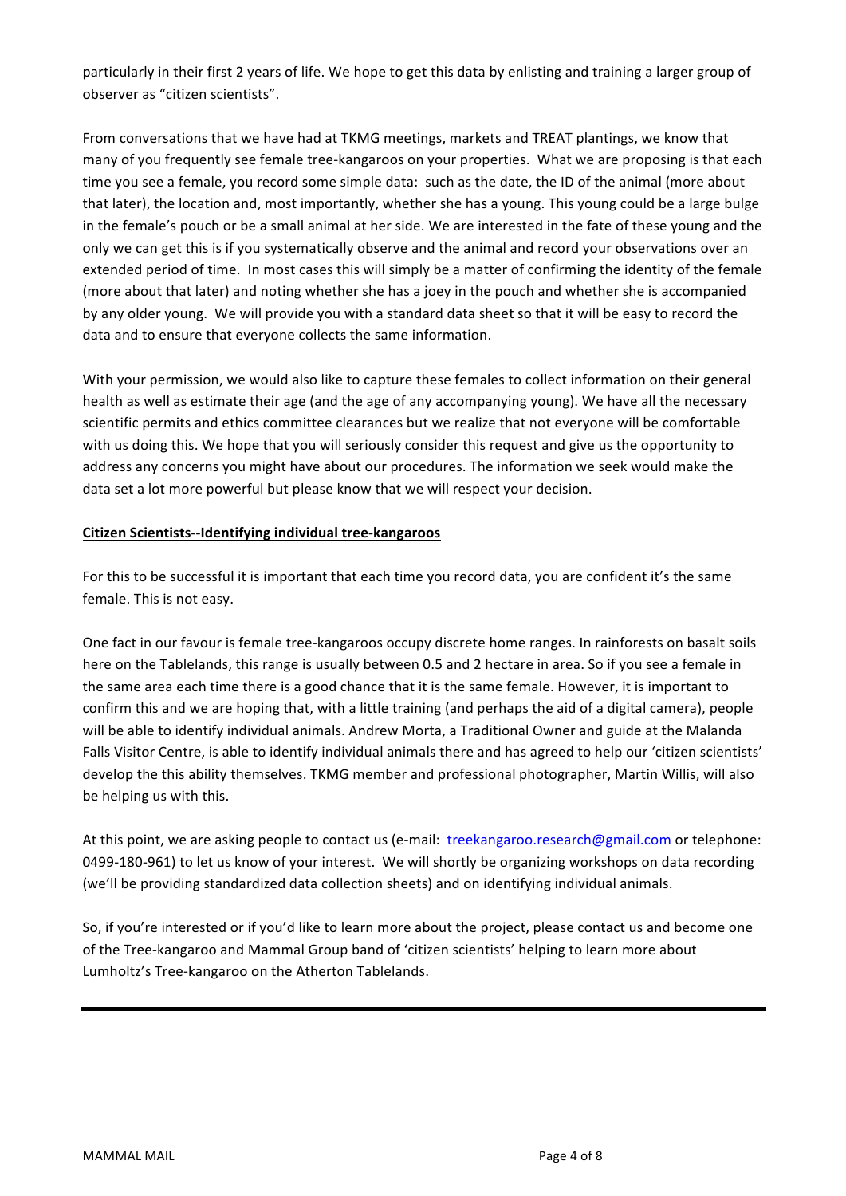particularly in their first 2 years of life. We hope to get this data by enlisting and training a larger group of observer as "citizen scientists".

From conversations that we have had at TKMG meetings, markets and TREAT plantings, we know that many of you frequently see female tree-kangaroos on your properties. What we are proposing is that each time you see a female, you record some simple data: such as the date, the ID of the animal (more about that later), the location and, most importantly, whether she has a young. This young could be a large bulge in the female's pouch or be a small animal at her side. We are interested in the fate of these young and the only we can get this is if you systematically observe and the animal and record your observations over an extended period of time. In most cases this will simply be a matter of confirming the identity of the female (more about that later) and noting whether she has a joey in the pouch and whether she is accompanied by any older young. We will provide you with a standard data sheet so that it will be easy to record the data and to ensure that everyone collects the same information.

With your permission, we would also like to capture these females to collect information on their general health as well as estimate their age (and the age of any accompanying young). We have all the necessary scientific permits and ethics committee clearances but we realize that not everyone will be comfortable with us doing this. We hope that you will seriously consider this request and give us the opportunity to address any concerns you might have about our procedures. The information we seek would make the data set a lot more powerful but please know that we will respect your decision.

**Citizen Scientists--Identifying individual tree-kangaroos**

For this to be successful it is important that each time you record data, you are confident it's the same female. This is not easy.

One fact in our favour is female tree-kangaroos occupy discrete home ranges. In rainforests on basalt soils here on the Tablelands, this range is usually between 0.5 and 2 hectare in area. So if you see a female in the same area each time there is a good chance that it is the same female. However, it is important to confirm this and we are hoping that, with a little training (and perhaps the aid of a digital camera), people will be able to identify individual animals. Andrew Morta, a Traditional Owner and guide at the Malanda Falls Visitor Centre, is able to identify individual animals there and has agreed to help our 'citizen scientists' develop the this ability themselves. TKMG member and professional photographer, Martin Willis, will also be helping us with this.

At this point, we are asking people to contact us (e-mail: treekangaroo.research@gmail.com or telephone: 0499-180-961) to let us know of your interest. We will shortly be organizing workshops on data recording (we'll be providing standardized data collection sheets) and on identifying individual animals.

So, if you're interested or if you'd like to learn more about the project, please contact us and become one of the Tree-kangaroo and Mammal Group band of 'citizen scientists' helping to learn more about Lumholtz's Tree-kangaroo on the Atherton Tablelands.

---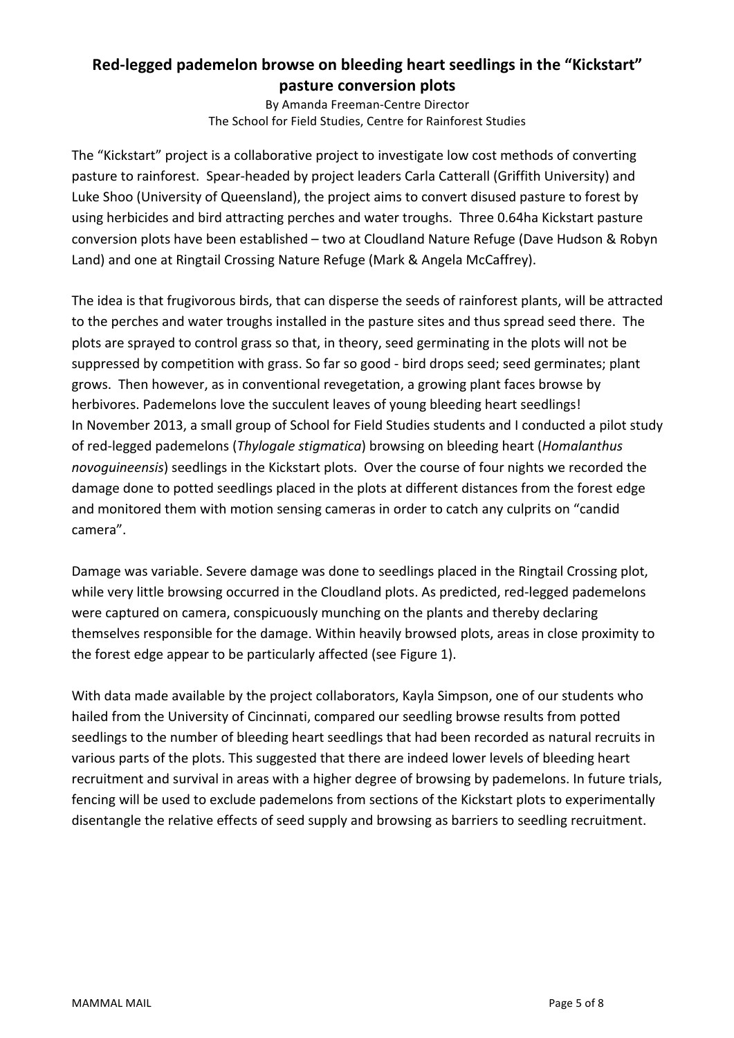## Red-legged pademelon browse on bleeding heart seedlings in the "Kickstart" pasture conversion plots

By Amanda Freeman-Centre Director
The School for Field Studies, Centre for Rainforest Studies

The "Kickstart" project is a collaborative project to investigate low cost methods of converting pasture to rainforest. Spear-headed by project leaders Carla Catterall (Griffith University) and Luke Shoo (University of Queensland), the project aims to convert disused pasture to forest by using herbicides and bird attracting perches and water troughs. Three 0.64ha Kickstart pasture conversion plots have been established – two at Cloudland Nature Refuge (Dave Hudson & Robyn Land) and one at Ringtail Crossing Nature Refuge (Mark & Angela McCaffrey).

The idea is that frugivorous birds, that can disperse the seeds of rainforest plants, will be attracted to the perches and water troughs installed in the pasture sites and thus spread seed there. The plots are sprayed to control grass so that, in theory, seed germinating in the plots will not be suppressed by competition with grass. So far so good - bird drops seed; seed germinates; plant grows. Then however, as in conventional revegetation, a growing plant faces browse by herbivores. Pademelons love the succulent leaves of young bleeding heart seedlings!
In November 2013, a small group of School for Field Studies students and I conducted a pilot study of red-legged pademelons (*Thylogale stigmatica*) browsing on bleeding heart (*Homalanthus novoguineensis*) seedlings in the Kickstart plots. Over the course of four nights we recorded the damage done to potted seedlings placed in the plots at different distances from the forest edge and monitored them with motion sensing cameras in order to catch any culprits on "candid camera".

Damage was variable. Severe damage was done to seedlings placed in the Ringtail Crossing plot, while very little browsing occurred in the Cloudland plots. As predicted, red-legged pademelons were captured on camera, conspicuously munching on the plants and thereby declaring themselves responsible for the damage. Within heavily browsed plots, areas in close proximity to the forest edge appear to be particularly affected (see Figure 1).

With data made available by the project collaborators, Kayla Simpson, one of our students who hailed from the University of Cincinnati, compared our seedling browse results from potted seedlings to the number of bleeding heart seedlings that had been recorded as natural recruits in various parts of the plots. This suggested that there are indeed lower levels of bleeding heart recruitment and survival in areas with a higher degree of browsing by pademelons. In future trials, fencing will be used to exclude pademelons from sections of the Kickstart plots to experimentally disentangle the relative effects of seed supply and browsing as barriers to seedling recruitment.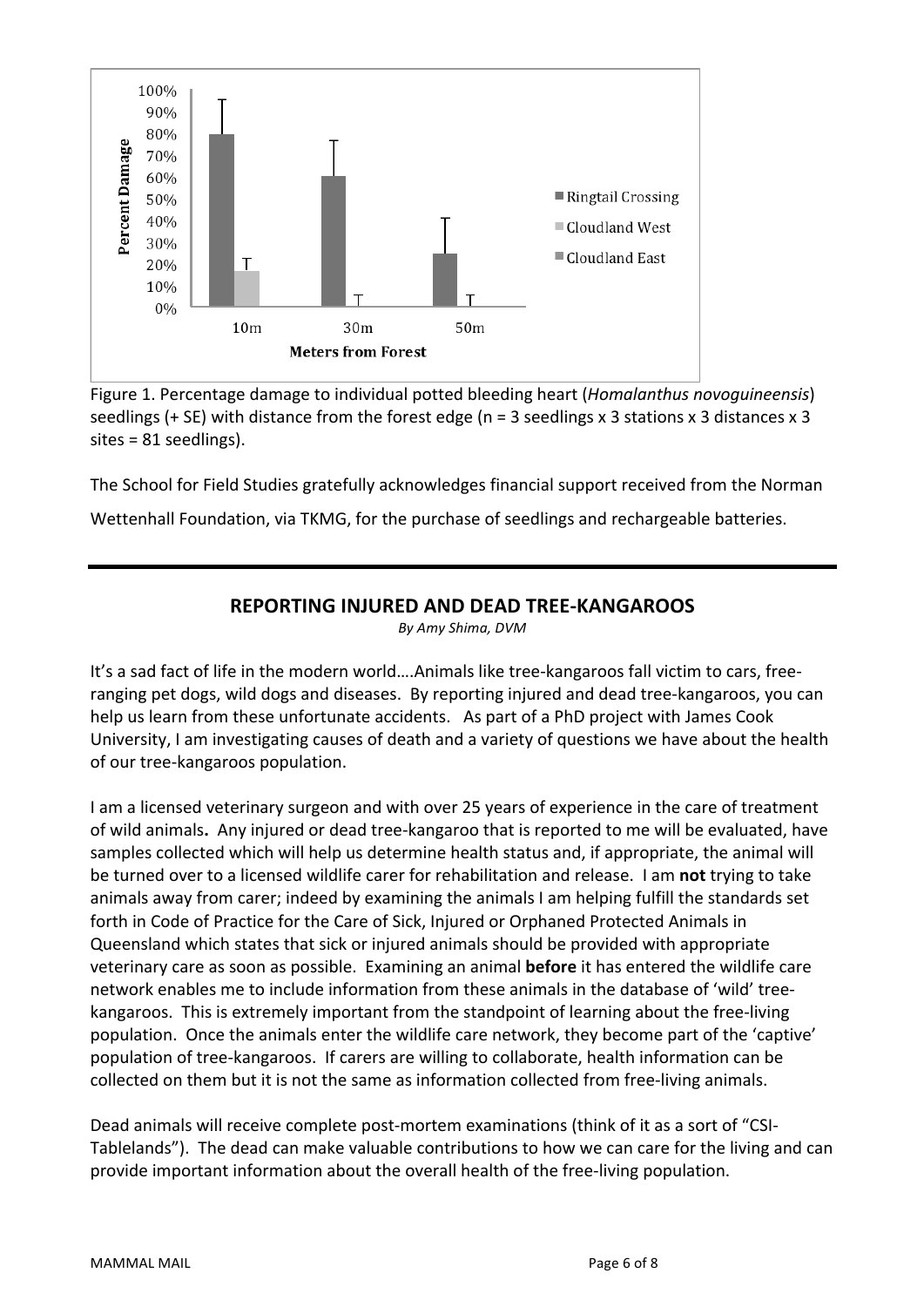Figure 1. Percentage damage to individual potted bleeding heart (*Homalanthus novoguineensis*) seedlings (+ SE) with distance from the forest edge (n = 3 seedlings x 3 stations x 3 distances x 3 sites = 81 seedlings).

The School for Field Studies gratefully acknowledges financial support received from the Norman Wettenhall Foundation, via TKMG, for the purchase of seedlings and rechargeable batteries.

---

## REPORTING INJURED AND DEAD TREE-KANGAROOS

*By Amy Shima, DVM*

It's a sad fact of life in the modern world….Animals like tree-kangaroos fall victim to cars, free-ranging pet dogs, wild dogs and diseases. By reporting injured and dead tree-kangaroos, you can help us learn from these unfortunate accidents. As part of a PhD project with James Cook University, I am investigating causes of death and a variety of questions we have about the health of our tree-kangaroos population.

I am a licensed veterinary surgeon and with over 25 years of experience in the care of treatment of wild animals**.** Any injured or dead tree-kangaroo that is reported to me will be evaluated, have samples collected which will help us determine health status and, if appropriate, the animal will be turned over to a licensed wildlife carer for rehabilitation and release. I am **not** trying to take animals away from carer; indeed by examining the animals I am helping fulfill the standards set forth in Code of Practice for the Care of Sick, Injured or Orphaned Protected Animals in Queensland which states that sick or injured animals should be provided with appropriate veterinary care as soon as possible. Examining an animal **before** it has entered the wildlife care network enables me to include information from these animals in the database of 'wild' tree-kangaroos. This is extremely important from the standpoint of learning about the free-living population. Once the animals enter the wildlife care network, they become part of the 'captive' population of tree-kangaroos. If carers are willing to collaborate, health information can be collected on them but it is not the same as information collected from free-living animals.

Dead animals will receive complete post-mortem examinations (think of it as a sort of "CSI-Tablelands"). The dead can make valuable contributions to how we can care for the living and can provide important information about the overall health of the free-living population.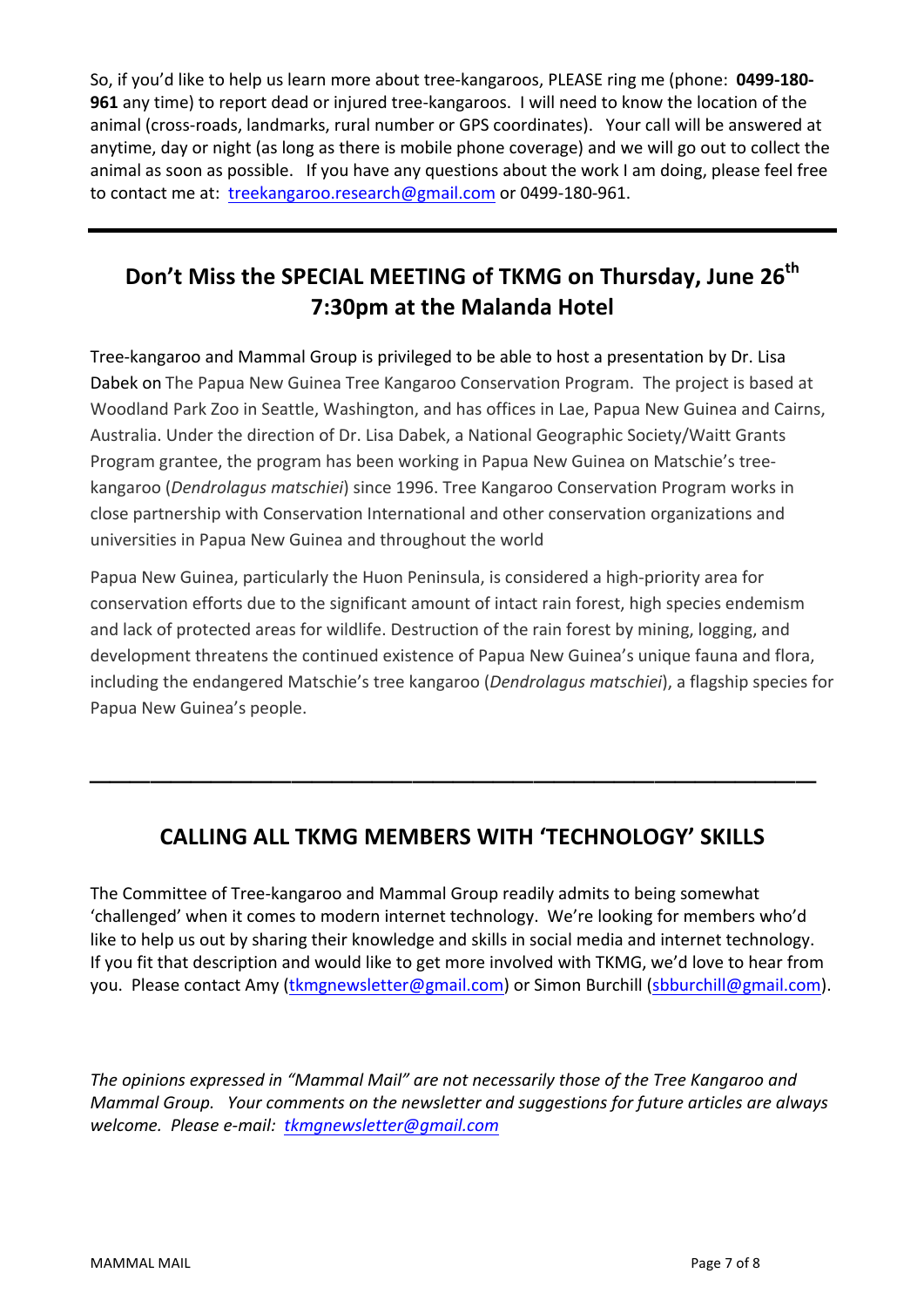So, if you'd like to help us learn more about tree-kangaroos, PLEASE ring me (phone: **0499-180-961** any time) to report dead or injured tree-kangaroos. I will need to know the location of the animal (cross-roads, landmarks, rural number or GPS coordinates). Your call will be answered at anytime, day or night (as long as there is mobile phone coverage) and we will go out to collect the animal as soon as possible. If you have any questions about the work I am doing, please feel free to contact me at: treekangaroo.research@gmail.com or 0499-180-961.

---

## Don't Miss the SPECIAL MEETING of TKMG on Thursday, June 26th 7:30pm at the Malanda Hotel

Tree-kangaroo and Mammal Group is privileged to be able to host a presentation by Dr. Lisa Dabek on The Papua New Guinea Tree Kangaroo Conservation Program. The project is based at Woodland Park Zoo in Seattle, Washington, and has offices in Lae, Papua New Guinea and Cairns, Australia. Under the direction of Dr. Lisa Dabek, a National Geographic Society/Waitt Grants Program grantee, the program has been working in Papua New Guinea on Matschie's tree-kangaroo (*Dendrolagus matschiei*) since 1996. Tree Kangaroo Conservation Program works in close partnership with Conservation International and other conservation organizations and universities in Papua New Guinea and throughout the world

Papua New Guinea, particularly the Huon Peninsula, is considered a high-priority area for conservation efforts due to the significant amount of intact rain forest, high species endemism and lack of protected areas for wildlife. Destruction of the rain forest by mining, logging, and development threatens the continued existence of Papua New Guinea's unique fauna and flora, including the endangered Matschie's tree kangaroo (*Dendrolagus matschiei*), a flagship species for Papua New Guinea's people.

---

## CALLING ALL TKMG MEMBERS WITH 'TECHNOLOGY' SKILLS

The Committee of Tree-kangaroo and Mammal Group readily admits to being somewhat 'challenged' when it comes to modern internet technology. We're looking for members who'd like to help us out by sharing their knowledge and skills in social media and internet technology. If you fit that description and would like to get more involved with TKMG, we'd love to hear from you. Please contact Amy (tkmgnewsletter@gmail.com) or Simon Burchill (sbburchill@gmail.com).

*The opinions expressed in "Mammal Mail" are not necessarily those of the Tree Kangaroo and Mammal Group. Your comments on the newsletter and suggestions for future articles are always welcome. Please e-mail: tkmgnewsletter@gmail.com*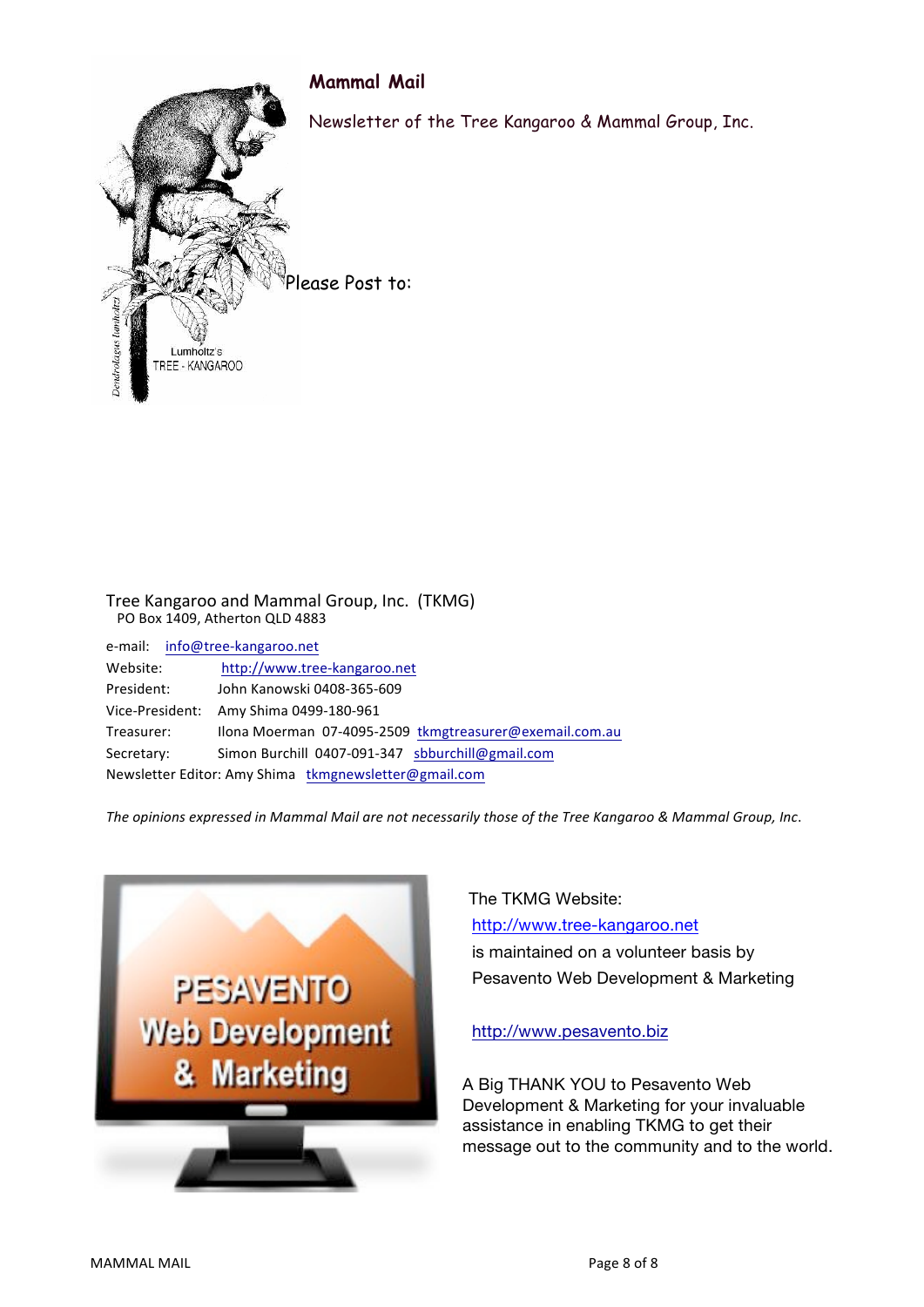**Mammal Mail**

Newsletter of the Tree Kangaroo & Mammal Group, Inc.

Dendrolagus lumholtzi

Lumholtz's TREE - KANGAROO

Please Post to:

Tree Kangaroo and Mammal Group, Inc. (TKMG)
PO Box 1409, Atherton QLD 4883

e-mail: info@tree-kangaroo.net
Website: http://www.tree-kangaroo.net
President: John Kanowski 0408-365-609
Vice-President: Amy Shima 0499-180-961
Treasurer: Ilona Moerman 07-4095-2509 tkmgtreasurer@exemail.com.au
Secretary: Simon Burchill 0407-091-347 sbburchill@gmail.com
Newsletter Editor: Amy Shima tkmgnewsletter@gmail.com

*The opinions expressed in Mammal Mail are not necessarily those of the Tree Kangaroo & Mammal Group, Inc.*

PESAVENTO Web Development & Marketing

The TKMG Website:
http://www.tree-kangaroo.net
is maintained on a volunteer basis by
Pesavento Web Development & Marketing

http://www.pesavento.biz

A Big THANK YOU to Pesavento Web Development & Marketing for your invaluable assistance in enabling TKMG to get their message out to the community and to the world.